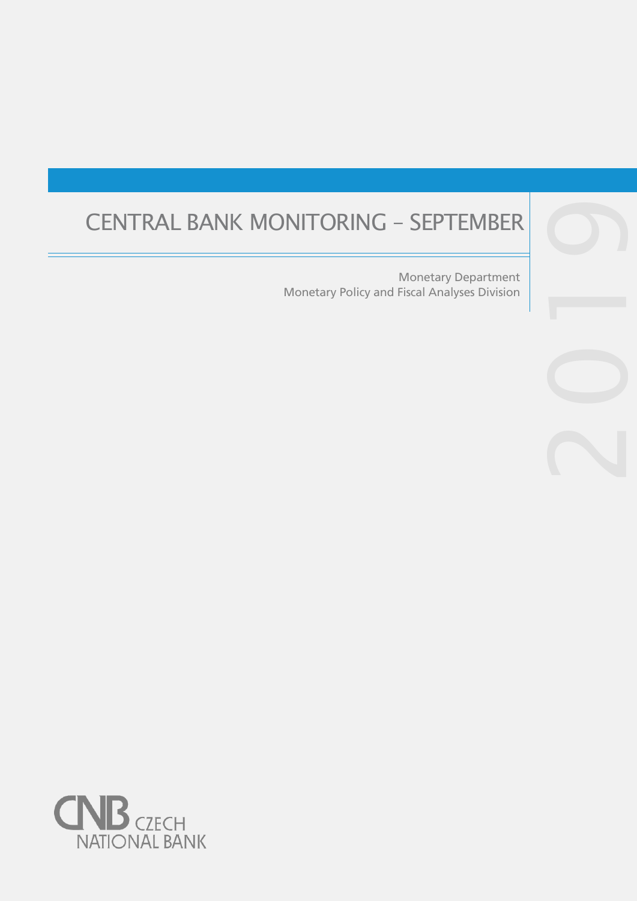# CENTRAL BANK MONITORING – SEPTEMBER

2019

Monetary Department
Monetary Policy and Fiscal Analyses Division

CNB CZECH NATIONAL BANK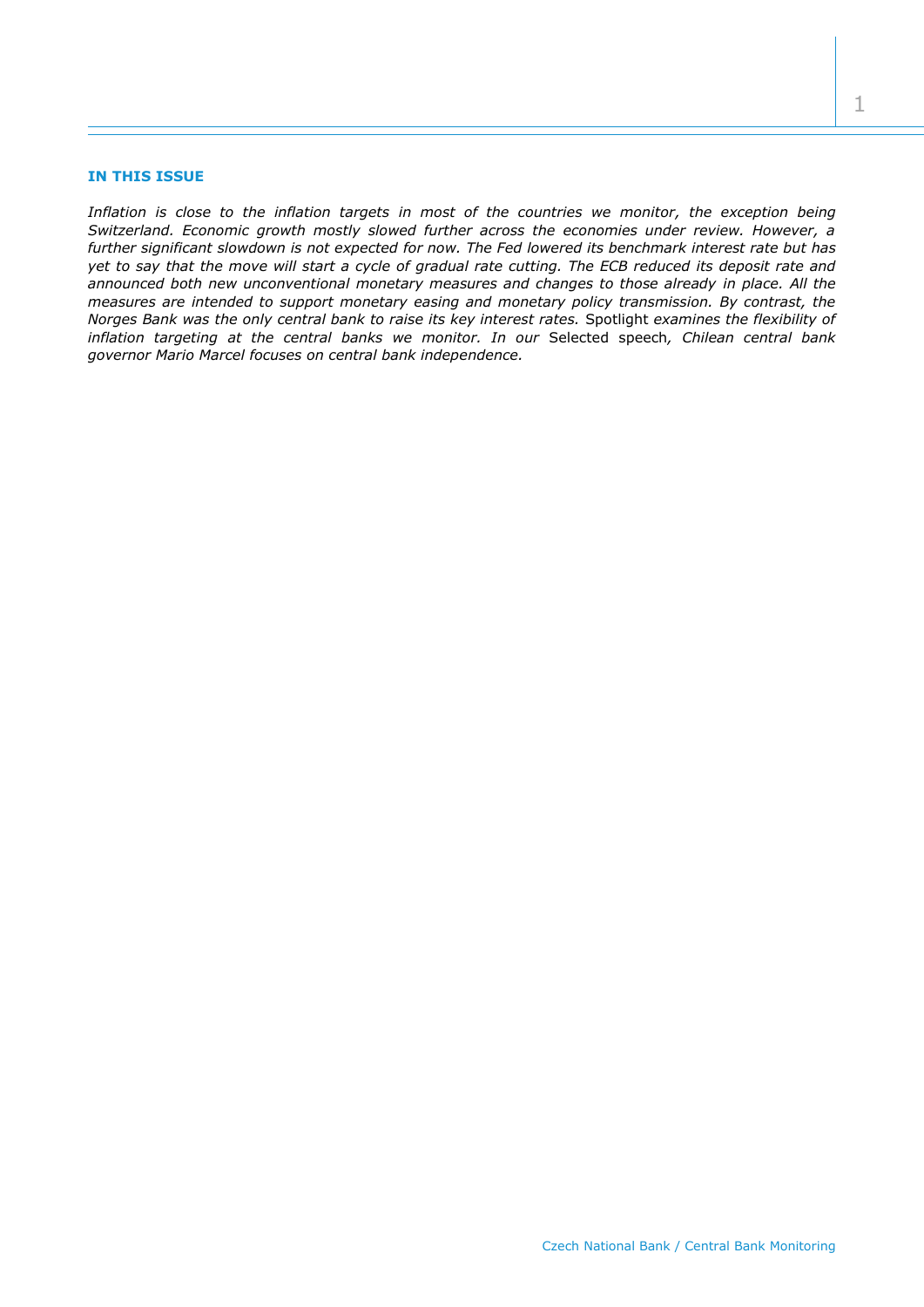**IN THIS ISSUE**

*Inflation is close to the inflation targets in most of the countries we monitor, the exception being Switzerland. Economic growth mostly slowed further across the economies under review. However, a further significant slowdown is not expected for now. The Fed lowered its benchmark interest rate but has yet to say that the move will start a cycle of gradual rate cutting. The ECB reduced its deposit rate and announced both new unconventional monetary measures and changes to those already in place. All the measures are intended to support monetary easing and monetary policy transmission. By contrast, the Norges Bank was the only central bank to raise its key interest rates.* Spotlight *examines the flexibility of inflation targeting at the central banks we monitor. In our* Selected speech*, Chilean central bank governor Mario Marcel focuses on central bank independence.*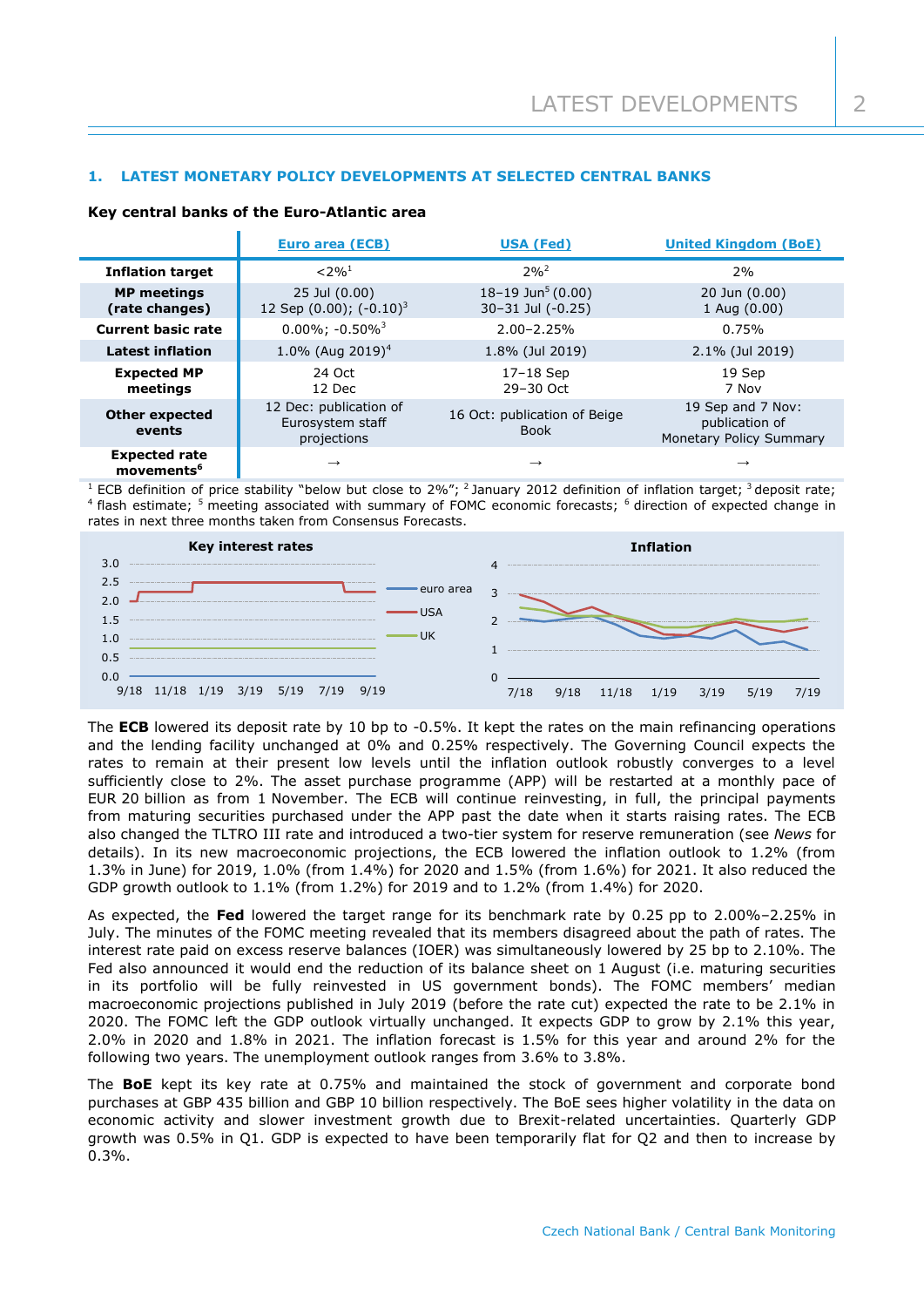## 1. LATEST MONETARY POLICY DEVELOPMENTS AT SELECTED CENTRAL BANKS

**Key central banks of the Euro-Atlantic area**

| | Euro area (ECB) | USA (Fed) | United Kingdom (BoE) |
|---|---|---|---|
| **Inflation target** | <2%[1] | 2%[2] | 2% |
| **MP meetings (rate changes)** | 25 Jul (0.00)<br>12 Sep (0.00); (-0.10)[3] | 18–19 Jun[5] (0.00)<br>30–31 Jul (-0.25) | 20 Jun (0.00)<br>1 Aug (0.00) |
| **Current basic rate** | 0.00%; -0.50%[3] | 2.00–2.25% | 0.75% |
| **Latest inflation** | 1.0% (Aug 2019)[4] | 1.8% (Jul 2019) | 2.1% (Jul 2019) |
| **Expected MP meetings** | 24 Oct<br>12 Dec | 17–18 Sep<br>29–30 Oct | 19 Sep<br>7 Nov |
| **Other expected events** | 12 Dec: publication of Eurosystem staff projections | 16 Oct: publication of Beige Book | 19 Sep and 7 Nov: publication of Monetary Policy Summary |
| **Expected rate movements[6]** | → | → | → |

[1] ECB definition of price stability "below but close to 2%"; [2] January 2012 definition of inflation target; [3] deposit rate; [4] flash estimate; [5] meeting associated with summary of FOMC economic forecasts; [6] direction of expected change in rates in next three months taken from Consensus Forecasts.

The **ECB** lowered its deposit rate by 10 bp to -0.5%. It kept the rates on the main refinancing operations and the lending facility unchanged at 0% and 0.25% respectively. The Governing Council expects the rates to remain at their present low levels until the inflation outlook robustly converges to a level sufficiently close to 2%. The asset purchase programme (APP) will be restarted at a monthly pace of EUR 20 billion as from 1 November. The ECB will continue reinvesting, in full, the principal payments from maturing securities purchased under the APP past the date when it starts raising rates. The ECB also changed the TLTRO III rate and introduced a two-tier system for reserve remuneration (see *News* for details). In its new macroeconomic projections, the ECB lowered the inflation outlook to 1.2% (from 1.3% in June) for 2019, 1.0% (from 1.4%) for 2020 and 1.5% (from 1.6%) for 2021. It also reduced the GDP growth outlook to 1.1% (from 1.2%) for 2019 and to 1.2% (from 1.4%) for 2020.

As expected, the **Fed** lowered the target range for its benchmark rate by 0.25 pp to 2.00%–2.25% in July. The minutes of the FOMC meeting revealed that its members disagreed about the path of rates. The interest rate paid on excess reserve balances (IOER) was simultaneously lowered by 25 bp to 2.10%. The Fed also announced it would end the reduction of its balance sheet on 1 August (i.e. maturing securities in its portfolio will be fully reinvested in US government bonds). The FOMC members' median macroeconomic projections published in July 2019 (before the rate cut) expected the rate to be 2.1% in 2020. The FOMC left the GDP outlook virtually unchanged. It expects GDP to grow by 2.1% this year, 2.0% in 2020 and 1.8% in 2021. The inflation forecast is 1.5% for this year and around 2% for the following two years. The unemployment outlook ranges from 3.6% to 3.8%.

The **BoE** kept its key rate at 0.75% and maintained the stock of government and corporate bond purchases at GBP 435 billion and GBP 10 billion respectively. The BoE sees higher volatility in the data on economic activity and slower investment growth due to Brexit-related uncertainties. Quarterly GDP growth was 0.5% in Q1. GDP is expected to have been temporarily flat for Q2 and then to increase by 0.3%.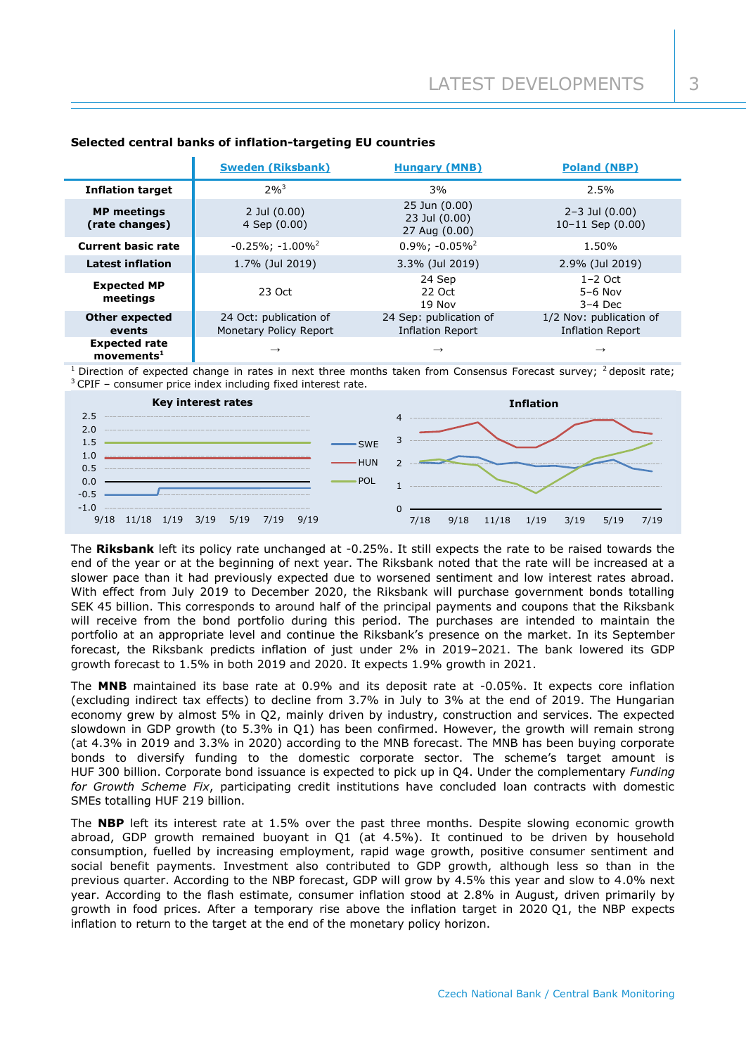**Selected central banks of inflation-targeting EU countries**

| | Sweden (Riksbank) | Hungary (MNB) | Poland (NBP) |
|---|---|---|---|
| **Inflation target** | 2%[3] | 3% | 2.5% |
| **MP meetings (rate changes)** | 2 Jul (0.00)<br>4 Sep (0.00) | 25 Jun (0.00)<br>23 Jul (0.00)<br>27 Aug (0.00) | 2–3 Jul (0.00)<br>10–11 Sep (0.00) |
| **Current basic rate** | -0.25%; -1.00%[2] | 0.9%; -0.05%[2] | 1.50% |
| **Latest inflation** | 1.7% (Jul 2019) | 3.3% (Jul 2019) | 2.9% (Jul 2019) |
| **Expected MP meetings** | 23 Oct | 24 Sep<br>22 Oct<br>19 Nov | 1–2 Oct<br>5–6 Nov<br>3–4 Dec |
| **Other expected events** | 24 Oct: publication of Monetary Policy Report | 24 Sep: publication of Inflation Report | 1/2 Nov: publication of Inflation Report |
| **Expected rate movements**[1] | → | → | → |

[1] Direction of expected change in rates in next three months taken from Consensus Forecast survey; [2] deposit rate; [3] CPIF – consumer price index including fixed interest rate.

The **Riksbank** left its policy rate unchanged at -0.25%. It still expects the rate to be raised towards the end of the year or at the beginning of next year. The Riksbank noted that the rate will be increased at a slower pace than it had previously expected due to worsened sentiment and low interest rates abroad. With effect from July 2019 to December 2020, the Riksbank will purchase government bonds totalling SEK 45 billion. This corresponds to around half of the principal payments and coupons that the Riksbank will receive from the bond portfolio during this period. The purchases are intended to maintain the portfolio at an appropriate level and continue the Riksbank's presence on the market. In its September forecast, the Riksbank predicts inflation of just under 2% in 2019–2021. The bank lowered its GDP growth forecast to 1.5% in both 2019 and 2020. It expects 1.9% growth in 2021.

The **MNB** maintained its base rate at 0.9% and its deposit rate at -0.05%. It expects core inflation (excluding indirect tax effects) to decline from 3.7% in July to 3% at the end of 2019. The Hungarian economy grew by almost 5% in Q2, mainly driven by industry, construction and services. The expected slowdown in GDP growth (to 5.3% in Q1) has been confirmed. However, the growth will remain strong (at 4.3% in 2019 and 3.3% in 2020) according to the MNB forecast. The MNB has been buying corporate bonds to diversify funding to the domestic corporate sector. The scheme's target amount is HUF 300 billion. Corporate bond issuance is expected to pick up in Q4. Under the complementary *Funding for Growth Scheme Fix*, participating credit institutions have concluded loan contracts with domestic SMEs totalling HUF 219 billion.

The **NBP** left its interest rate at 1.5% over the past three months. Despite slowing economic growth abroad, GDP growth remained buoyant in Q1 (at 4.5%). It continued to be driven by household consumption, fuelled by increasing employment, rapid wage growth, positive consumer sentiment and social benefit payments. Investment also contributed to GDP growth, although less so than in the previous quarter. According to the NBP forecast, GDP will grow by 4.5% this year and slow to 4.0% next year. According to the flash estimate, consumer inflation stood at 2.8% in August, driven primarily by growth in food prices. After a temporary rise above the inflation target in 2020 Q1, the NBP expects inflation to return to the target at the end of the monetary policy horizon.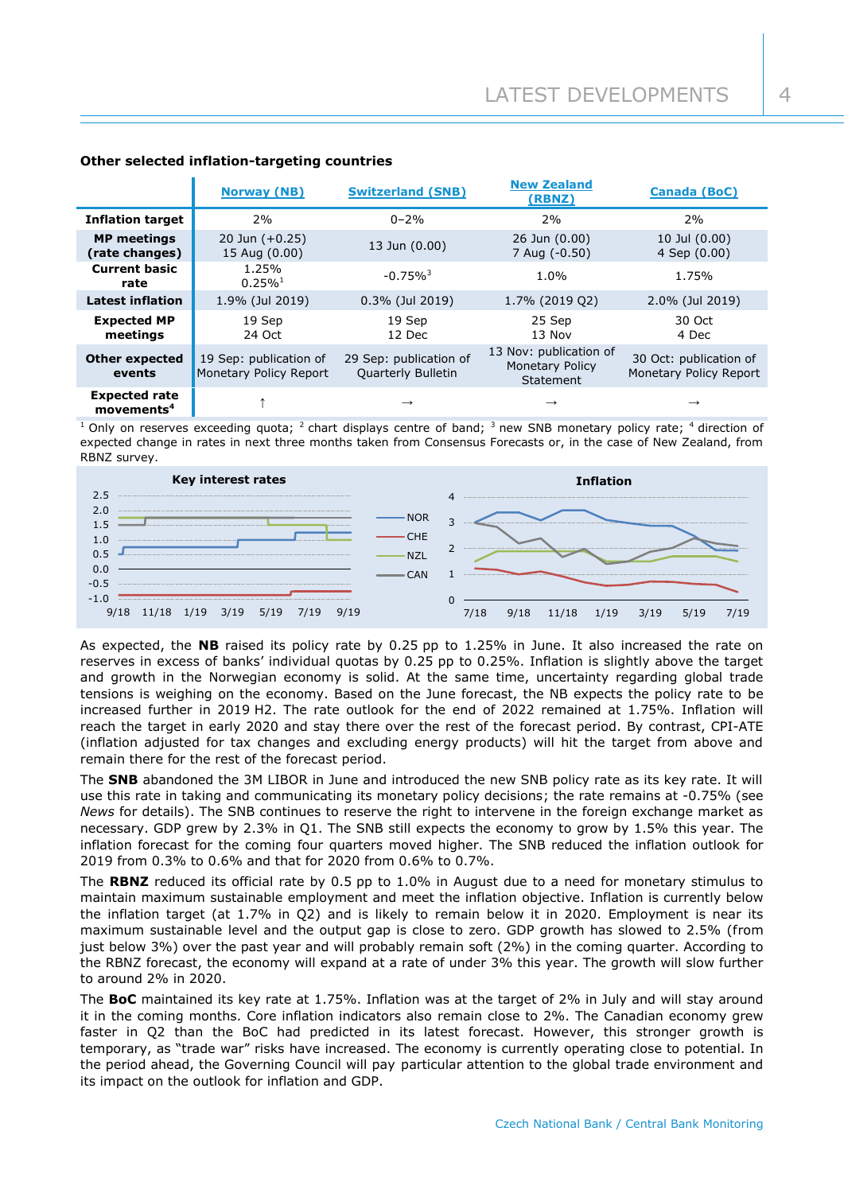### Other selected inflation-targeting countries

| | Norway (NB) | Switzerland (SNB) | New Zealand (RBNZ) | Canada (BoC) |
|---|---|---|---|---|
| **Inflation target** | 2% | 0–2% | 2% | 2% |
| **MP meetings (rate changes)** | 20 Jun (+0.25)<br>15 Aug (0.00) | 13 Jun (0.00) | 26 Jun (0.00)<br>7 Aug (-0.50) | 10 Jul (0.00)<br>4 Sep (0.00) |
| **Current basic rate** | 1.25%<br>0.25%[1] | -0.75%[3] | 1.0% | 1.75% |
| **Latest inflation** | 1.9% (Jul 2019) | 0.3% (Jul 2019) | 1.7% (2019 Q2) | 2.0% (Jul 2019) |
| **Expected MP meetings** | 19 Sep<br>24 Oct | 19 Sep<br>12 Dec | 25 Sep<br>13 Nov | 30 Oct<br>4 Dec |
| **Other expected events** | 19 Sep: publication of Monetary Policy Report | 29 Sep: publication of Quarterly Bulletin | 13 Nov: publication of Monetary Policy Statement | 30 Oct: publication of Monetary Policy Report |
| **Expected rate movements[4]** | ↑ | → | → | → |

[1] Only on reserves exceeding quota; [2] chart displays centre of band; [3] new SNB monetary policy rate; [4] direction of expected change in rates in next three months taken from Consensus Forecasts or, in the case of New Zealand, from RBNZ survey.

As expected, the **NB** raised its policy rate by 0.25 pp to 1.25% in June. It also increased the rate on reserves in excess of banks' individual quotas by 0.25 pp to 0.25%. Inflation is slightly above the target and growth in the Norwegian economy is solid. At the same time, uncertainty regarding global trade tensions is weighing on the economy. Based on the June forecast, the NB expects the policy rate to be increased further in 2019 H2. The rate outlook for the end of 2022 remained at 1.75%. Inflation will reach the target in early 2020 and stay there over the rest of the forecast period. By contrast, CPI-ATE (inflation adjusted for tax changes and excluding energy products) will hit the target from above and remain there for the rest of the forecast period.

The **SNB** abandoned the 3M LIBOR in June and introduced the new SNB policy rate as its key rate. It will use this rate in taking and communicating its monetary policy decisions; the rate remains at -0.75% (see *News* for details). The SNB continues to reserve the right to intervene in the foreign exchange market as necessary. GDP grew by 2.3% in Q1. The SNB still expects the economy to grow by 1.5% this year. The inflation forecast for the coming four quarters moved higher. The SNB reduced the inflation outlook for 2019 from 0.3% to 0.6% and that for 2020 from 0.6% to 0.7%.

The **RBNZ** reduced its official rate by 0.5 pp to 1.0% in August due to a need for monetary stimulus to maintain maximum sustainable employment and meet the inflation objective. Inflation is currently below the inflation target (at 1.7% in Q2) and is likely to remain below it in 2020. Employment is near its maximum sustainable level and the output gap is close to zero. GDP growth has slowed to 2.5% (from just below 3%) over the past year and will probably remain soft (2%) in the coming quarter. According to the RBNZ forecast, the economy will expand at a rate of under 3% this year. The growth will slow further to around 2% in 2020.

The **BoC** maintained its key rate at 1.75%. Inflation was at the target of 2% in July and will stay around it in the coming months. Core inflation indicators also remain close to 2%. The Canadian economy grew faster in Q2 than the BoC had predicted in its latest forecast. However, this stronger growth is temporary, as "trade war" risks have increased. The economy is currently operating close to potential. In the period ahead, the Governing Council will pay particular attention to the global trade environment and its impact on the outlook for inflation and GDP.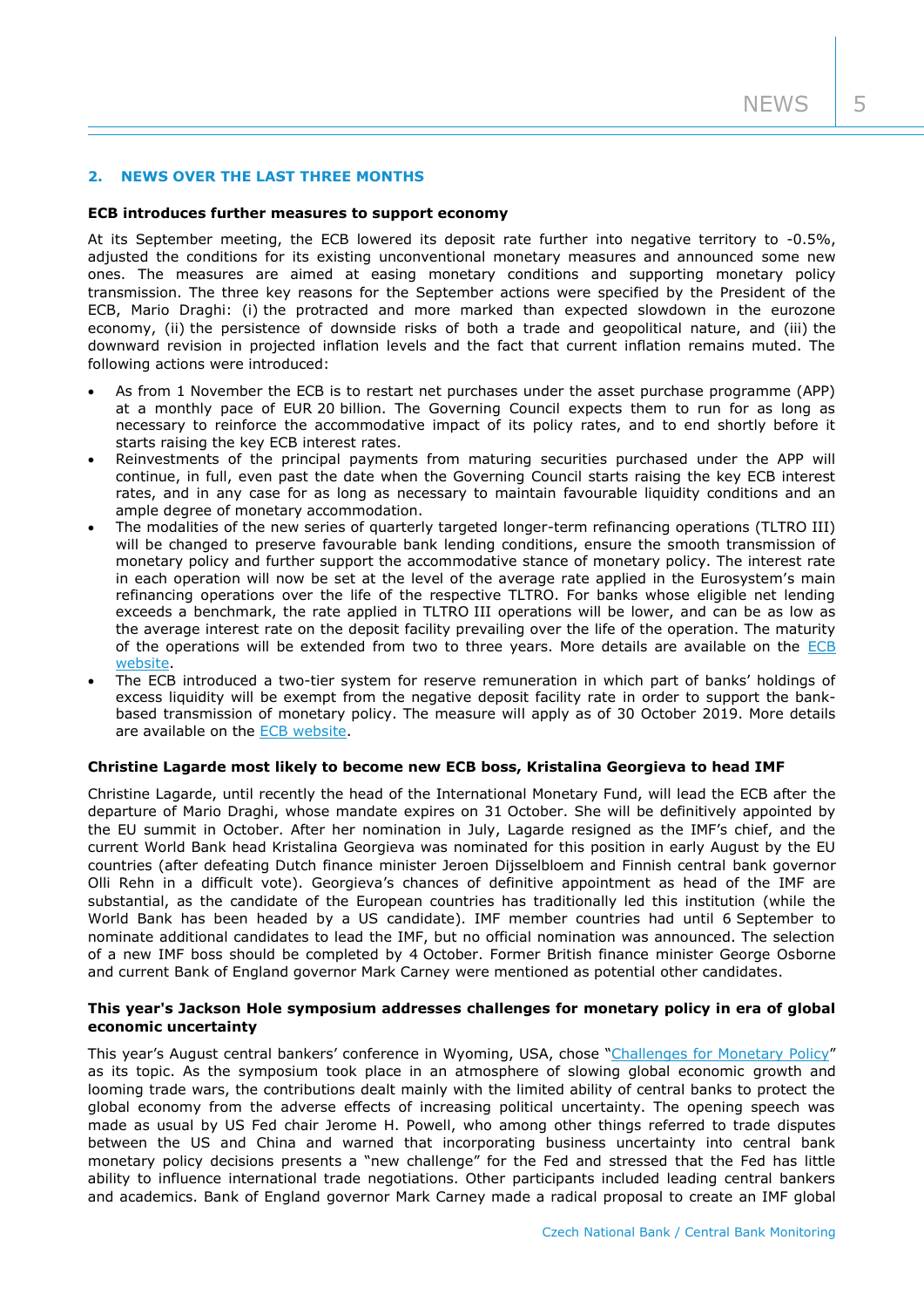## 2. NEWS OVER THE LAST THREE MONTHS

**ECB introduces further measures to support economy**

At its September meeting, the ECB lowered its deposit rate further into negative territory to -0.5%, adjusted the conditions for its existing unconventional monetary measures and announced some new ones. The measures are aimed at easing monetary conditions and supporting monetary policy transmission. The three key reasons for the September actions were specified by the President of the ECB, Mario Draghi: (i) the protracted and more marked than expected slowdown in the eurozone economy, (ii) the persistence of downside risks of both a trade and geopolitical nature, and (iii) the downward revision in projected inflation levels and the fact that current inflation remains muted. The following actions were introduced:

- As from 1 November the ECB is to restart net purchases under the asset purchase programme (APP) at a monthly pace of EUR 20 billion. The Governing Council expects them to run for as long as necessary to reinforce the accommodative impact of its policy rates, and to end shortly before it starts raising the key ECB interest rates.
- Reinvestments of the principal payments from maturing securities purchased under the APP will continue, in full, even past the date when the Governing Council starts raising the key ECB interest rates, and in any case for as long as necessary to maintain favourable liquidity conditions and an ample degree of monetary accommodation.
- The modalities of the new series of quarterly targeted longer-term refinancing operations (TLTRO III) will be changed to preserve favourable bank lending conditions, ensure the smooth transmission of monetary policy and further support the accommodative stance of monetary policy. The interest rate in each operation will now be set at the level of the average rate applied in the Eurosystem's main refinancing operations over the life of the respective TLTRO. For banks whose eligible net lending exceeds a benchmark, the rate applied in TLTRO III operations will be lower, and can be as low as the average interest rate on the deposit facility prevailing over the life of the operation. The maturity of the operations will be extended from two to three years. More details are available on the ECB website.
- The ECB introduced a two-tier system for reserve remuneration in which part of banks' holdings of excess liquidity will be exempt from the negative deposit facility rate in order to support the bank-based transmission of monetary policy. The measure will apply as of 30 October 2019. More details are available on the ECB website.

**Christine Lagarde most likely to become new ECB boss, Kristalina Georgieva to head IMF**

Christine Lagarde, until recently the head of the International Monetary Fund, will lead the ECB after the departure of Mario Draghi, whose mandate expires on 31 October. She will be definitively appointed by the EU summit in October. After her nomination in July, Lagarde resigned as the IMF's chief, and the current World Bank head Kristalina Georgieva was nominated for this position in early August by the EU countries (after defeating Dutch finance minister Jeroen Dijsselbloem and Finnish central bank governor Olli Rehn in a difficult vote). Georgieva's chances of definitive appointment as head of the IMF are substantial, as the candidate of the European countries has traditionally led this institution (while the World Bank has been headed by a US candidate). IMF member countries had until 6 September to nominate additional candidates to lead the IMF, but no official nomination was announced. The selection of a new IMF boss should be completed by 4 October. Former British finance minister George Osborne and current Bank of England governor Mark Carney were mentioned as potential other candidates.

**This year's Jackson Hole symposium addresses challenges for monetary policy in era of global economic uncertainty**

This year's August central bankers' conference in Wyoming, USA, chose "Challenges for Monetary Policy" as its topic. As the symposium took place in an atmosphere of slowing global economic growth and looming trade wars, the contributions dealt mainly with the limited ability of central banks to protect the global economy from the adverse effects of increasing political uncertainty. The opening speech was made as usual by US Fed chair Jerome H. Powell, who among other things referred to trade disputes between the US and China and warned that incorporating business uncertainty into central bank monetary policy decisions presents a "new challenge" for the Fed and stressed that the Fed has little ability to influence international trade negotiations. Other participants included leading central bankers and academics. Bank of England governor Mark Carney made a radical proposal to create an IMF global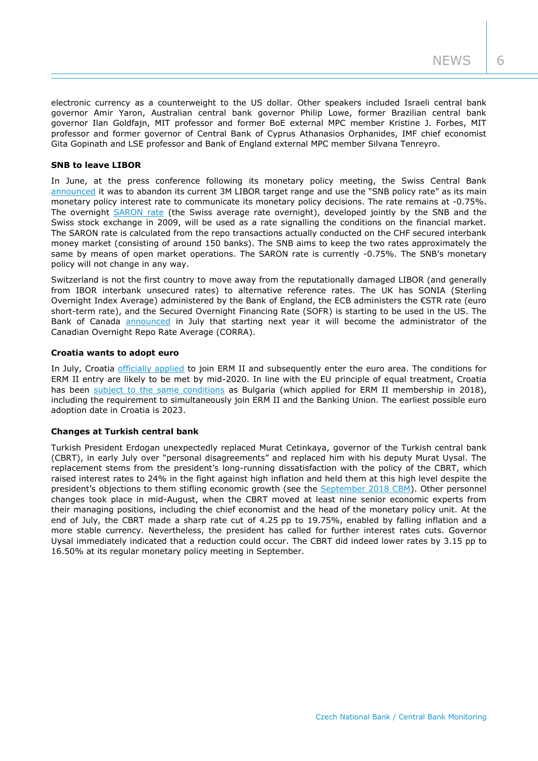electronic currency as a counterweight to the US dollar. Other speakers included Israeli central bank governor Amir Yaron, Australian central bank governor Philip Lowe, former Brazilian central bank governor Ilan Goldfajn, MIT professor and former BoE external MPC member Kristine J. Forbes, MIT professor and former governor of Central Bank of Cyprus Athanasios Orphanides, IMF chief economist Gita Gopinath and LSE professor and Bank of England external MPC member Silvana Tenreyro.

**SNB to leave LIBOR**

In June, at the press conference following its monetary policy meeting, the Swiss Central Bank announced it was to abandon its current 3M LIBOR target range and use the "SNB policy rate" as its main monetary policy interest rate to communicate its monetary policy decisions. The rate remains at -0.75%. The overnight SARON rate (the Swiss average rate overnight), developed jointly by the SNB and the Swiss stock exchange in 2009, will be used as a rate signalling the conditions on the financial market. The SARON rate is calculated from the repo transactions actually conducted on the CHF secured interbank money market (consisting of around 150 banks). The SNB aims to keep the two rates approximately the same by means of open market operations. The SARON rate is currently -0.75%. The SNB's monetary policy will not change in any way.

Switzerland is not the first country to move away from the reputationally damaged LIBOR (and generally from IBOR interbank unsecured rates) to alternative reference rates. The UK has SONIA (Sterling Overnight Index Average) administered by the Bank of England, the ECB administers the €STR rate (euro short-term rate), and the Secured Overnight Financing Rate (SOFR) is starting to be used in the US. The Bank of Canada announced in July that starting next year it will become the administrator of the Canadian Overnight Repo Rate Average (CORRA).

**Croatia wants to adopt euro**

In July, Croatia officially applied to join ERM II and subsequently enter the euro area. The conditions for ERM II entry are likely to be met by mid-2020. In line with the EU principle of equal treatment, Croatia has been subject to the same conditions as Bulgaria (which applied for ERM II membership in 2018), including the requirement to simultaneously join ERM II and the Banking Union. The earliest possible euro adoption date in Croatia is 2023.

**Changes at Turkish central bank**

Turkish President Erdogan unexpectedly replaced Murat Cetinkaya, governor of the Turkish central bank (CBRT), in early July over "personal disagreements" and replaced him with his deputy Murat Uysal. The replacement stems from the president's long-running dissatisfaction with the policy of the CBRT, which raised interest rates to 24% in the fight against high inflation and held them at this high level despite the president's objections to them stifling economic growth (see the September 2018 CBM). Other personnel changes took place in mid-August, when the CBRT moved at least nine senior economic experts from their managing positions, including the chief economist and the head of the monetary policy unit. At the end of July, the CBRT made a sharp rate cut of 4.25 pp to 19.75%, enabled by falling inflation and a more stable currency. Nevertheless, the president has called for further interest rates cuts. Governor Uysal immediately indicated that a reduction could occur. The CBRT did indeed lower rates by 3.15 pp to 16.50% at its regular monetary policy meeting in September.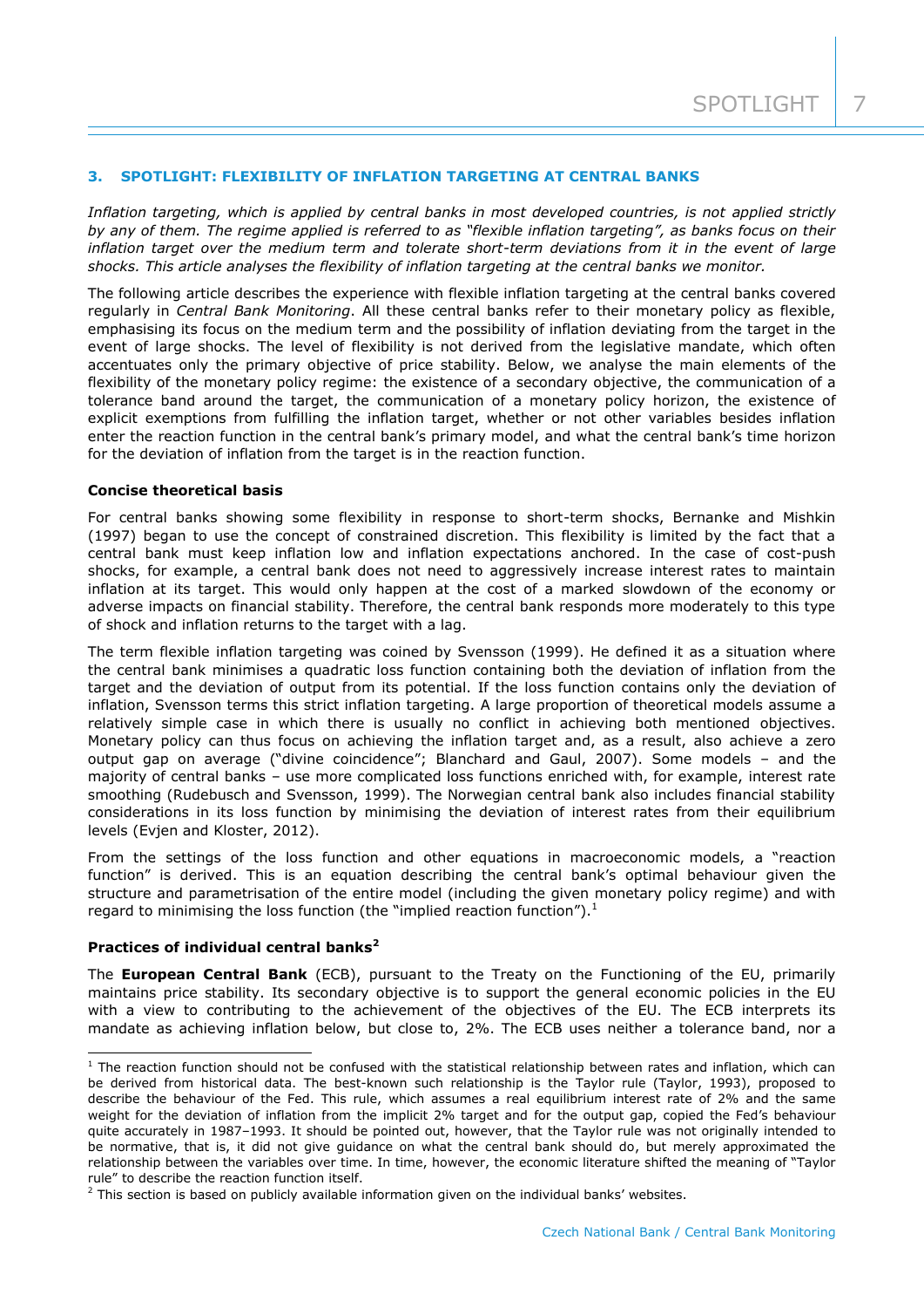## 3. SPOTLIGHT: FLEXIBILITY OF INFLATION TARGETING AT CENTRAL BANKS

*Inflation targeting, which is applied by central banks in most developed countries, is not applied strictly by any of them. The regime applied is referred to as "flexible inflation targeting", as banks focus on their inflation target over the medium term and tolerate short-term deviations from it in the event of large shocks. This article analyses the flexibility of inflation targeting at the central banks we monitor.*

The following article describes the experience with flexible inflation targeting at the central banks covered regularly in *Central Bank Monitoring*. All these central banks refer to their monetary policy as flexible, emphasising its focus on the medium term and the possibility of inflation deviating from the target in the event of large shocks. The level of flexibility is not derived from the legislative mandate, which often accentuates only the primary objective of price stability. Below, we analyse the main elements of the flexibility of the monetary policy regime: the existence of a secondary objective, the communication of a tolerance band around the target, the communication of a monetary policy horizon, the existence of explicit exemptions from fulfilling the inflation target, whether or not other variables besides inflation enter the reaction function in the central bank's primary model, and what the central bank's time horizon for the deviation of inflation from the target is in the reaction function.

**Concise theoretical basis**

For central banks showing some flexibility in response to short-term shocks, Bernanke and Mishkin (1997) began to use the concept of constrained discretion. This flexibility is limited by the fact that a central bank must keep inflation low and inflation expectations anchored. In the case of cost-push shocks, for example, a central bank does not need to aggressively increase interest rates to maintain inflation at its target. This would only happen at the cost of a marked slowdown of the economy or adverse impacts on financial stability. Therefore, the central bank responds more moderately to this type of shock and inflation returns to the target with a lag.

The term flexible inflation targeting was coined by Svensson (1999). He defined it as a situation where the central bank minimises a quadratic loss function containing both the deviation of inflation from the target and the deviation of output from its potential. If the loss function contains only the deviation of inflation, Svensson terms this strict inflation targeting. A large proportion of theoretical models assume a relatively simple case in which there is usually no conflict in achieving both mentioned objectives. Monetary policy can thus focus on achieving the inflation target and, as a result, also achieve a zero output gap on average ("divine coincidence"; Blanchard and Gaul, 2007). Some models – and the majority of central banks – use more complicated loss functions enriched with, for example, interest rate smoothing (Rudebusch and Svensson, 1999). The Norwegian central bank also includes financial stability considerations in its loss function by minimising the deviation of interest rates from their equilibrium levels (Evjen and Kloster, 2012).

From the settings of the loss function and other equations in macroeconomic models, a "reaction function" is derived. This is an equation describing the central bank's optimal behaviour given the structure and parametrisation of the entire model (including the given monetary policy regime) and with regard to minimising the loss function (the "implied reaction function").[1]

**Practices of individual central banks[2]**

The **European Central Bank** (ECB), pursuant to the Treaty on the Functioning of the EU, primarily maintains price stability. Its secondary objective is to support the general economic policies in the EU with a view to contributing to the achievement of the objectives of the EU. The ECB interprets its mandate as achieving inflation below, but close to, 2%. The ECB uses neither a tolerance band, nor a

---

[1] The reaction function should not be confused with the statistical relationship between rates and inflation, which can be derived from historical data. The best-known such relationship is the Taylor rule (Taylor, 1993), proposed to describe the behaviour of the Fed. This rule, which assumes a real equilibrium interest rate of 2% and the same weight for the deviation of inflation from the implicit 2% target and for the output gap, copied the Fed's behaviour quite accurately in 1987–1993. It should be pointed out, however, that the Taylor rule was not originally intended to be normative, that is, it did not give guidance on what the central bank should do, but merely approximated the relationship between the variables over time. In time, however, the economic literature shifted the meaning of "Taylor rule" to describe the reaction function itself.

[2] This section is based on publicly available information given on the individual banks' websites.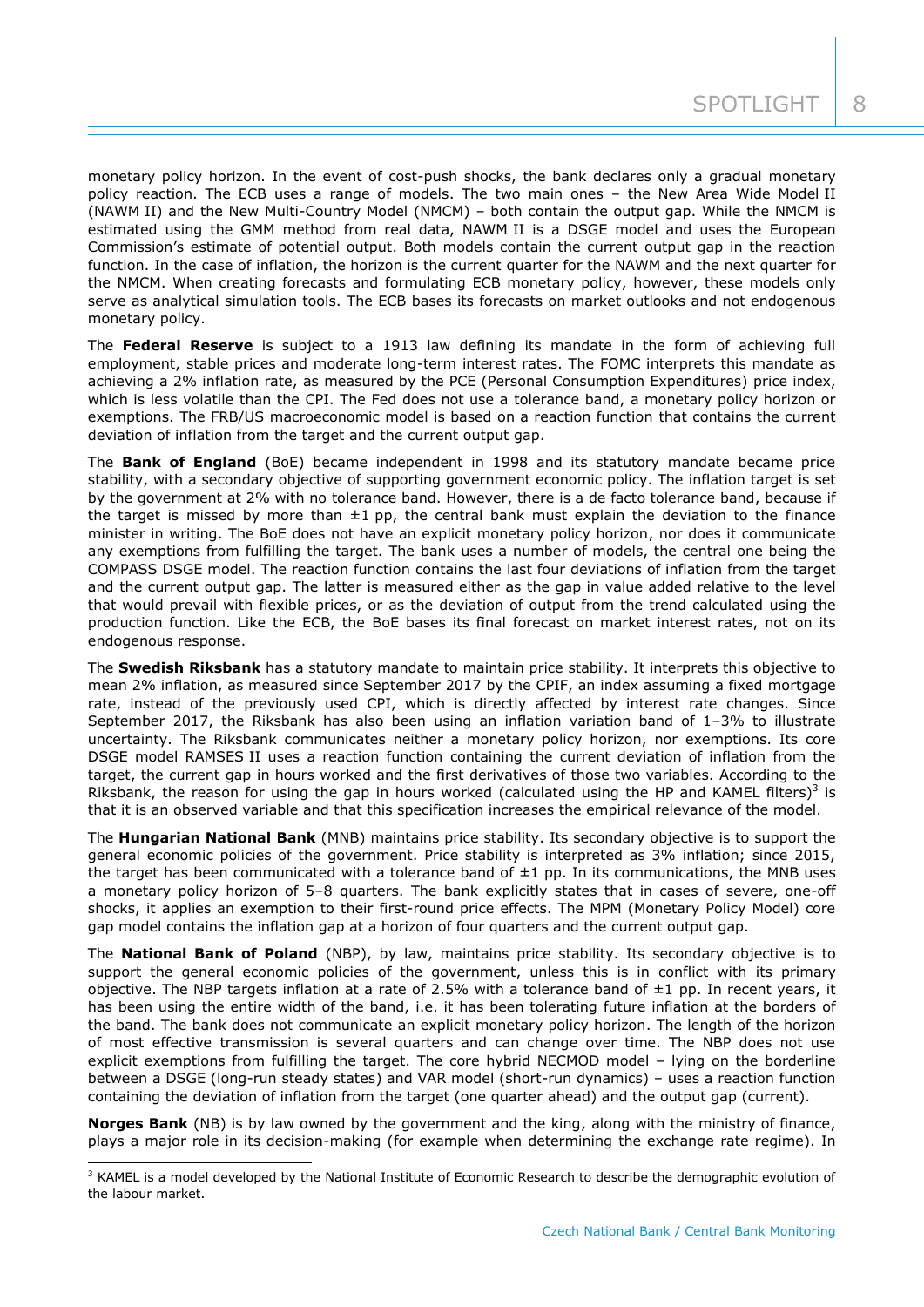monetary policy horizon. In the event of cost-push shocks, the bank declares only a gradual monetary policy reaction. The ECB uses a range of models. The two main ones – the New Area Wide Model II (NAWM II) and the New Multi-Country Model (NMCM) – both contain the output gap. While the NMCM is estimated using the GMM method from real data, NAWM II is a DSGE model and uses the European Commission's estimate of potential output. Both models contain the current output gap in the reaction function. In the case of inflation, the horizon is the current quarter for the NAWM and the next quarter for the NMCM. When creating forecasts and formulating ECB monetary policy, however, these models only serve as analytical simulation tools. The ECB bases its forecasts on market outlooks and not endogenous monetary policy.

The **Federal Reserve** is subject to a 1913 law defining its mandate in the form of achieving full employment, stable prices and moderate long-term interest rates. The FOMC interprets this mandate as achieving a 2% inflation rate, as measured by the PCE (Personal Consumption Expenditures) price index, which is less volatile than the CPI. The Fed does not use a tolerance band, a monetary policy horizon or exemptions. The FRB/US macroeconomic model is based on a reaction function that contains the current deviation of inflation from the target and the current output gap.

The **Bank of England** (BoE) became independent in 1998 and its statutory mandate became price stability, with a secondary objective of supporting government economic policy. The inflation target is set by the government at 2% with no tolerance band. However, there is a de facto tolerance band, because if the target is missed by more than ±1 pp, the central bank must explain the deviation to the finance minister in writing. The BoE does not have an explicit monetary policy horizon, nor does it communicate any exemptions from fulfilling the target. The bank uses a number of models, the central one being the COMPASS DSGE model. The reaction function contains the last four deviations of inflation from the target and the current output gap. The latter is measured either as the gap in value added relative to the level that would prevail with flexible prices, or as the deviation of output from the trend calculated using the production function. Like the ECB, the BoE bases its final forecast on market interest rates, not on its endogenous response.

The **Swedish Riksbank** has a statutory mandate to maintain price stability. It interprets this objective to mean 2% inflation, as measured since September 2017 by the CPIF, an index assuming a fixed mortgage rate, instead of the previously used CPI, which is directly affected by interest rate changes. Since September 2017, the Riksbank has also been using an inflation variation band of 1–3% to illustrate uncertainty. The Riksbank communicates neither a monetary policy horizon, nor exemptions. Its core DSGE model RAMSES II uses a reaction function containing the current deviation of inflation from the target, the current gap in hours worked and the first derivatives of those two variables. According to the Riksbank, the reason for using the gap in hours worked (calculated using the HP and KAMEL filters)[3] is that it is an observed variable and that this specification increases the empirical relevance of the model.

The **Hungarian National Bank** (MNB) maintains price stability. Its secondary objective is to support the general economic policies of the government. Price stability is interpreted as 3% inflation; since 2015, the target has been communicated with a tolerance band of ±1 pp. In its communications, the MNB uses a monetary policy horizon of 5–8 quarters. The bank explicitly states that in cases of severe, one-off shocks, it applies an exemption to their first-round price effects. The MPM (Monetary Policy Model) core gap model contains the inflation gap at a horizon of four quarters and the current output gap.

The **National Bank of Poland** (NBP), by law, maintains price stability. Its secondary objective is to support the general economic policies of the government, unless this is in conflict with its primary objective. The NBP targets inflation at a rate of 2.5% with a tolerance band of ±1 pp. In recent years, it has been using the entire width of the band, i.e. it has been tolerating future inflation at the borders of the band. The bank does not communicate an explicit monetary policy horizon. The length of the horizon of most effective transmission is several quarters and can change over time. The NBP does not use explicit exemptions from fulfilling the target. The core hybrid NECMOD model – lying on the borderline between a DSGE (long-run steady states) and VAR model (short-run dynamics) – uses a reaction function containing the deviation of inflation from the target (one quarter ahead) and the output gap (current).

**Norges Bank** (NB) is by law owned by the government and the king, along with the ministry of finance, plays a major role in its decision-making (for example when determining the exchange rate regime). In

[3] KAMEL is a model developed by the National Institute of Economic Research to describe the demographic evolution of the labour market.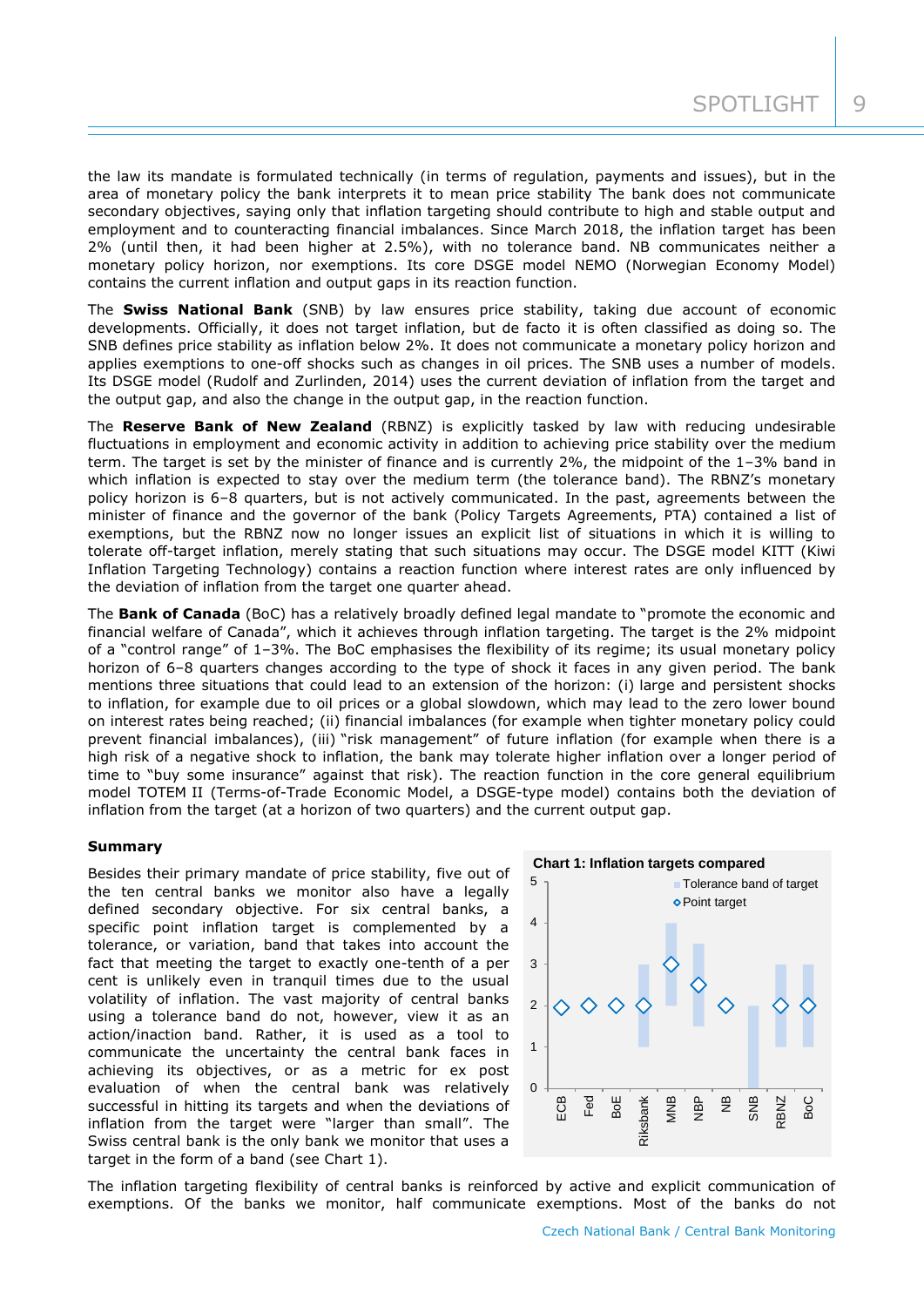the law its mandate is formulated technically (in terms of regulation, payments and issues), but in the area of monetary policy the bank interprets it to mean price stability The bank does not communicate secondary objectives, saying only that inflation targeting should contribute to high and stable output and employment and to counteracting financial imbalances. Since March 2018, the inflation target has been 2% (until then, it had been higher at 2.5%), with no tolerance band. NB communicates neither a monetary policy horizon, nor exemptions. Its core DSGE model NEMO (Norwegian Economy Model) contains the current inflation and output gaps in its reaction function.

The **Swiss National Bank** (SNB) by law ensures price stability, taking due account of economic developments. Officially, it does not target inflation, but de facto it is often classified as doing so. The SNB defines price stability as inflation below 2%. It does not communicate a monetary policy horizon and applies exemptions to one-off shocks such as changes in oil prices. The SNB uses a number of models. Its DSGE model (Rudolf and Zurlinden, 2014) uses the current deviation of inflation from the target and the output gap, and also the change in the output gap, in the reaction function.

The **Reserve Bank of New Zealand** (RBNZ) is explicitly tasked by law with reducing undesirable fluctuations in employment and economic activity in addition to achieving price stability over the medium term. The target is set by the minister of finance and is currently 2%, the midpoint of the 1–3% band in which inflation is expected to stay over the medium term (the tolerance band). The RBNZ's monetary policy horizon is 6–8 quarters, but is not actively communicated. In the past, agreements between the minister of finance and the governor of the bank (Policy Targets Agreements, PTA) contained a list of exemptions, but the RBNZ now no longer issues an explicit list of situations in which it is willing to tolerate off-target inflation, merely stating that such situations may occur. The DSGE model KITT (Kiwi Inflation Targeting Technology) contains a reaction function where interest rates are only influenced by the deviation of inflation from the target one quarter ahead.

The **Bank of Canada** (BoC) has a relatively broadly defined legal mandate to "promote the economic and financial welfare of Canada", which it achieves through inflation targeting. The target is the 2% midpoint of a "control range" of 1–3%. The BoC emphasises the flexibility of its regime; its usual monetary policy horizon of 6–8 quarters changes according to the type of shock it faces in any given period. The bank mentions three situations that could lead to an extension of the horizon: (i) large and persistent shocks to inflation, for example due to oil prices or a global slowdown, which may lead to the zero lower bound on interest rates being reached; (ii) financial imbalances (for example when tighter monetary policy could prevent financial imbalances), (iii) "risk management" of future inflation (for example when there is a high risk of a negative shock to inflation, the bank may tolerate higher inflation over a longer period of time to "buy some insurance" against that risk). The reaction function in the core general equilibrium model TOTEM II (Terms-of-Trade Economic Model, a DSGE-type model) contains both the deviation of inflation from the target (at a horizon of two quarters) and the current output gap.

### Summary

Besides their primary mandate of price stability, five out of the ten central banks we monitor also have a legally defined secondary objective. For six central banks, a specific point inflation target is complemented by a tolerance, or variation, band that takes into account the fact that meeting the target to exactly one-tenth of a per cent is unlikely even in tranquil times due to the usual volatility of inflation. The vast majority of central banks using a tolerance band do not, however, view it as an action/inaction band. Rather, it is used as a tool to communicate the uncertainty the central bank faces in achieving its objectives, or as a metric for ex post evaluation of when the central bank was relatively successful in hitting its targets and when the deviations of inflation from the target were "larger than small". The Swiss central bank is the only bank we monitor that uses a target in the form of a band (see Chart 1).

**Chart 1: Inflation targets compared**

| | Tolerance band of target | Point target |
|---|---|---|
| ECB | | 2 |
| Fed | | 2 |
| BoE | | 2 |
| Riksbank | 1–3 | 2 |
| MNB | 2–4 | 3 |
| NBP | 1.5–3.5 | 2.5 |
| NB | | 2 |
| SNB | 0–2 | |
| RBNZ | 1–3 | 2 |
| BoC | 1–3 | 2 |

The inflation targeting flexibility of central banks is reinforced by active and explicit communication of exemptions. Of the banks we monitor, half communicate exemptions. Most of the banks do not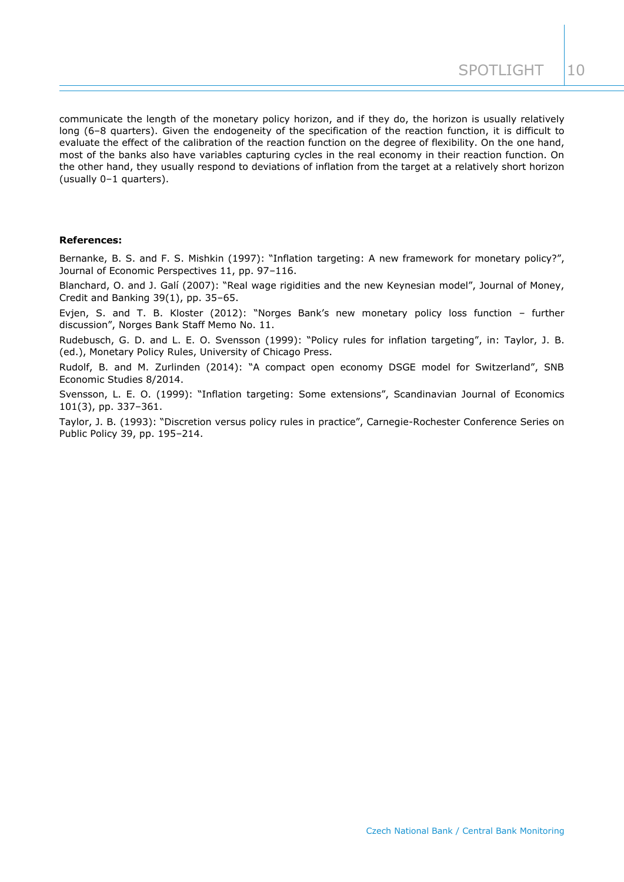communicate the length of the monetary policy horizon, and if they do, the horizon is usually relatively long (6–8 quarters). Given the endogeneity of the specification of the reaction function, it is difficult to evaluate the effect of the calibration of the reaction function on the degree of flexibility. On the one hand, most of the banks also have variables capturing cycles in the real economy in their reaction function. On the other hand, they usually respond to deviations of inflation from the target at a relatively short horizon (usually 0–1 quarters).

**References:**

Bernanke, B. S. and F. S. Mishkin (1997): "Inflation targeting: A new framework for monetary policy?", Journal of Economic Perspectives 11, pp. 97–116.

Blanchard, O. and J. Galí (2007): "Real wage rigidities and the new Keynesian model", Journal of Money, Credit and Banking 39(1), pp. 35–65.

Evjen, S. and T. B. Kloster (2012): "Norges Bank's new monetary policy loss function – further discussion", Norges Bank Staff Memo No. 11.

Rudebusch, G. D. and L. E. O. Svensson (1999): "Policy rules for inflation targeting", in: Taylor, J. B. (ed.), Monetary Policy Rules, University of Chicago Press.

Rudolf, B. and M. Zurlinden (2014): "A compact open economy DSGE model for Switzerland", SNB Economic Studies 8/2014.

Svensson, L. E. O. (1999): "Inflation targeting: Some extensions", Scandinavian Journal of Economics 101(3), pp. 337–361.

Taylor, J. B. (1993): "Discretion versus policy rules in practice", Carnegie-Rochester Conference Series on Public Policy 39, pp. 195–214.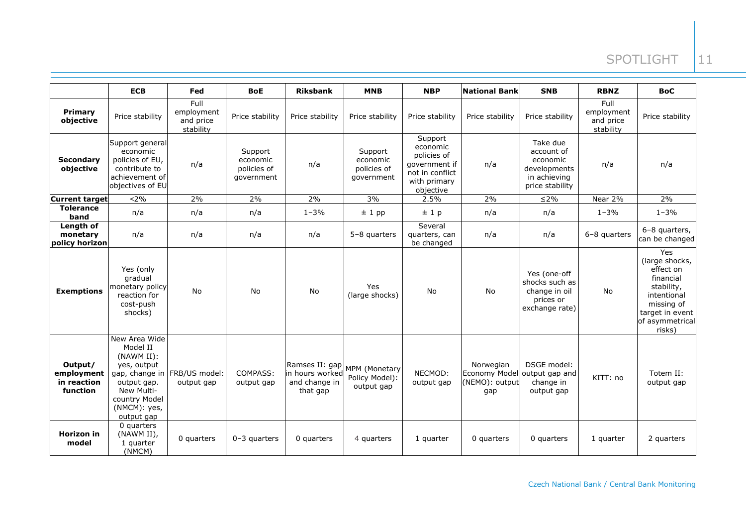| | ECB | Fed | BoE | Riksbank | MNB | NBP | National Bank | SNB | RBNZ | BoC |
|---|---|---|---|---|---|---|---|---|---|---|
| **Primary objective** | Price stability | Full employment and price stability | Price stability | Price stability | Price stability | Price stability | Price stability | Price stability | Full employment and price stability | Price stability |
| **Secondary objective** | Support general economic policies of EU, contribute to achievement of objectives of EU | n/a | Support economic policies of government | n/a | Support economic policies of government | Support economic policies of government if not in conflict with primary objective | n/a | Take due account of economic developments in achieving price stability | n/a | n/a |
| **Current target** | <2% | 2% | 2% | 2% | 3% | 2.5% | 2% | ≤2% | Near 2% | 2% |
| **Tolerance band** | n/a | n/a | n/a | 1–3% | ± 1 pp | ± 1 p | n/a | n/a | 1–3% | 1–3% |
| **Length of monetary policy horizon** | n/a | n/a | n/a | n/a | 5–8 quarters | Several quarters, can be changed | n/a | n/a | 6–8 quarters | 6–8 quarters, can be changed |
| **Exemptions** | Yes (only gradual monetary policy reaction for cost-push shocks) | No | No | No | Yes (large shocks) | No | No | Yes (one-off shocks such as change in oil prices or exchange rate) | No | Yes (large shocks, effect on financial stability, intentional missing of target in event of asymmetrical risks) |
| **Output/ employment in reaction function** | New Area Wide Model II (NAWM II): yes, output gap, change in output gap. New Multi-country Model (NMCM): yes, output gap | FRB/US model: output gap | COMPASS: output gap | Ramses II: gap in hours worked and change in that gap | MPM (Monetary Policy Model): output gap | NECMOD: output gap | Norwegian Economy Model (NEMO): output gap | DSGE model: output gap and change in output gap | KITT: no | Totem II: output gap |
| **Horizon in model** | 0 quarters (NAWM II), 1 quarter (NMCM) | 0 quarters | 0–3 quarters | 0 quarters | 4 quarters | 1 quarter | 0 quarters | 0 quarters | 1 quarter | 2 quarters |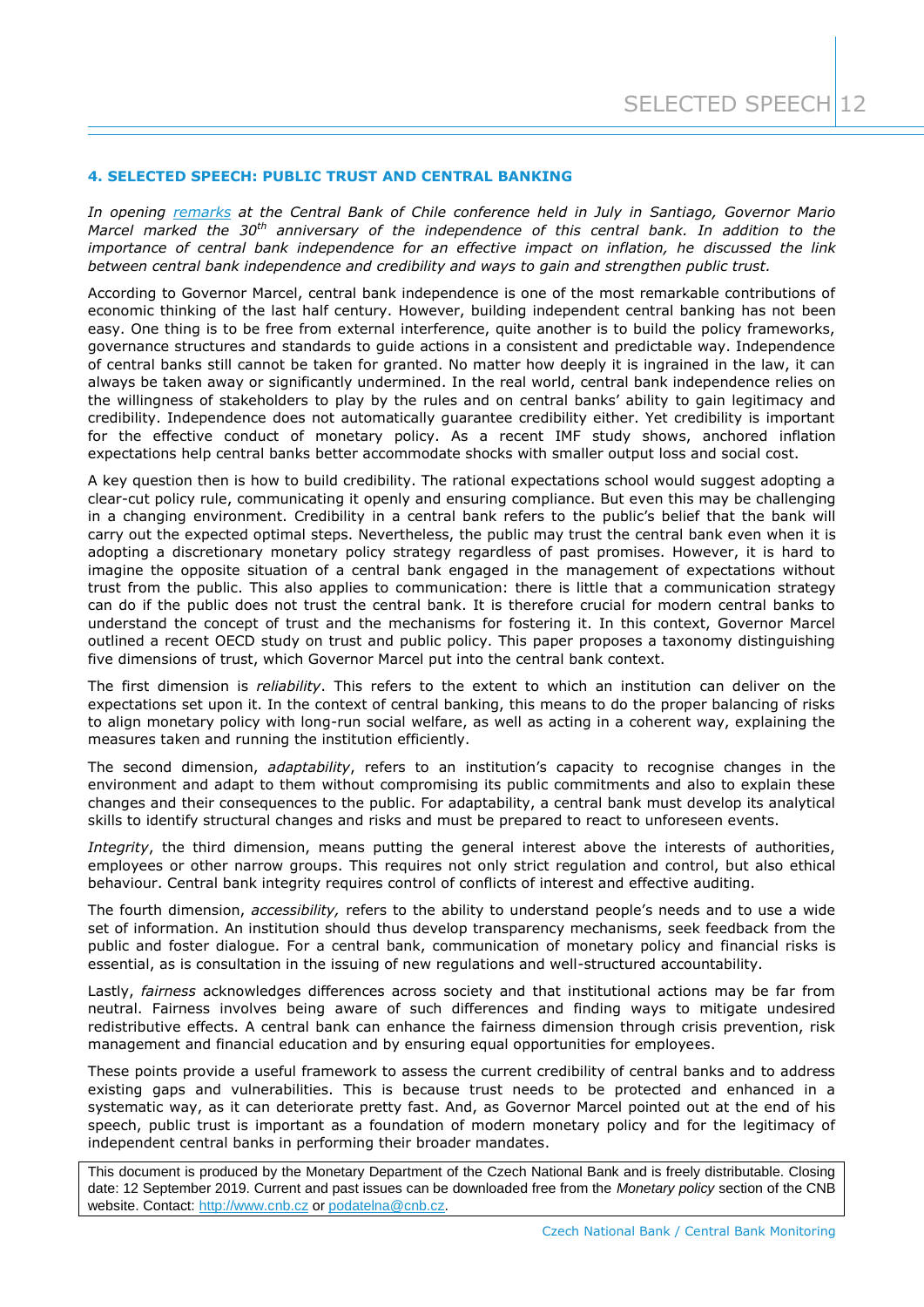### 4. SELECTED SPEECH: PUBLIC TRUST AND CENTRAL BANKING

*In opening remarks at the Central Bank of Chile conference held in July in Santiago, Governor Mario Marcel marked the 30th anniversary of the independence of this central bank. In addition to the importance of central bank independence for an effective impact on inflation, he discussed the link between central bank independence and credibility and ways to gain and strengthen public trust.*

According to Governor Marcel, central bank independence is one of the most remarkable contributions of economic thinking of the last half century. However, building independent central banking has not been easy. One thing is to be free from external interference, quite another is to build the policy frameworks, governance structures and standards to guide actions in a consistent and predictable way. Independence of central banks still cannot be taken for granted. No matter how deeply it is ingrained in the law, it can always be taken away or significantly undermined. In the real world, central bank independence relies on the willingness of stakeholders to play by the rules and on central banks' ability to gain legitimacy and credibility. Independence does not automatically guarantee credibility either. Yet credibility is important for the effective conduct of monetary policy. As a recent IMF study shows, anchored inflation expectations help central banks better accommodate shocks with smaller output loss and social cost.

A key question then is how to build credibility. The rational expectations school would suggest adopting a clear-cut policy rule, communicating it openly and ensuring compliance. But even this may be challenging in a changing environment. Credibility in a central bank refers to the public's belief that the bank will carry out the expected optimal steps. Nevertheless, the public may trust the central bank even when it is adopting a discretionary monetary policy strategy regardless of past promises. However, it is hard to imagine the opposite situation of a central bank engaged in the management of expectations without trust from the public. This also applies to communication: there is little that a communication strategy can do if the public does not trust the central bank. It is therefore crucial for modern central banks to understand the concept of trust and the mechanisms for fostering it. In this context, Governor Marcel outlined a recent OECD study on trust and public policy. This paper proposes a taxonomy distinguishing five dimensions of trust, which Governor Marcel put into the central bank context.

The first dimension is *reliability*. This refers to the extent to which an institution can deliver on the expectations set upon it. In the context of central banking, this means to do the proper balancing of risks to align monetary policy with long-run social welfare, as well as acting in a coherent way, explaining the measures taken and running the institution efficiently.

The second dimension, *adaptability*, refers to an institution's capacity to recognise changes in the environment and adapt to them without compromising its public commitments and also to explain these changes and their consequences to the public. For adaptability, a central bank must develop its analytical skills to identify structural changes and risks and must be prepared to react to unforeseen events.

*Integrity*, the third dimension, means putting the general interest above the interests of authorities, employees or other narrow groups. This requires not only strict regulation and control, but also ethical behaviour. Central bank integrity requires control of conflicts of interest and effective auditing.

The fourth dimension, *accessibility,* refers to the ability to understand people's needs and to use a wide set of information. An institution should thus develop transparency mechanisms, seek feedback from the public and foster dialogue. For a central bank, communication of monetary policy and financial risks is essential, as is consultation in the issuing of new regulations and well-structured accountability.

Lastly, *fairness* acknowledges differences across society and that institutional actions may be far from neutral. Fairness involves being aware of such differences and finding ways to mitigate undesired redistributive effects. A central bank can enhance the fairness dimension through crisis prevention, risk management and financial education and by ensuring equal opportunities for employees.

These points provide a useful framework to assess the current credibility of central banks and to address existing gaps and vulnerabilities. This is because trust needs to be protected and enhanced in a systematic way, as it can deteriorate pretty fast. And, as Governor Marcel pointed out at the end of his speech, public trust is important as a foundation of modern monetary policy and for the legitimacy of independent central banks in performing their broader mandates.

This document is produced by the Monetary Department of the Czech National Bank and is freely distributable. Closing date: 12 September 2019. Current and past issues can be downloaded free from the *Monetary policy* section of the CNB website. Contact: http://www.cnb.cz or podatelna@cnb.cz.